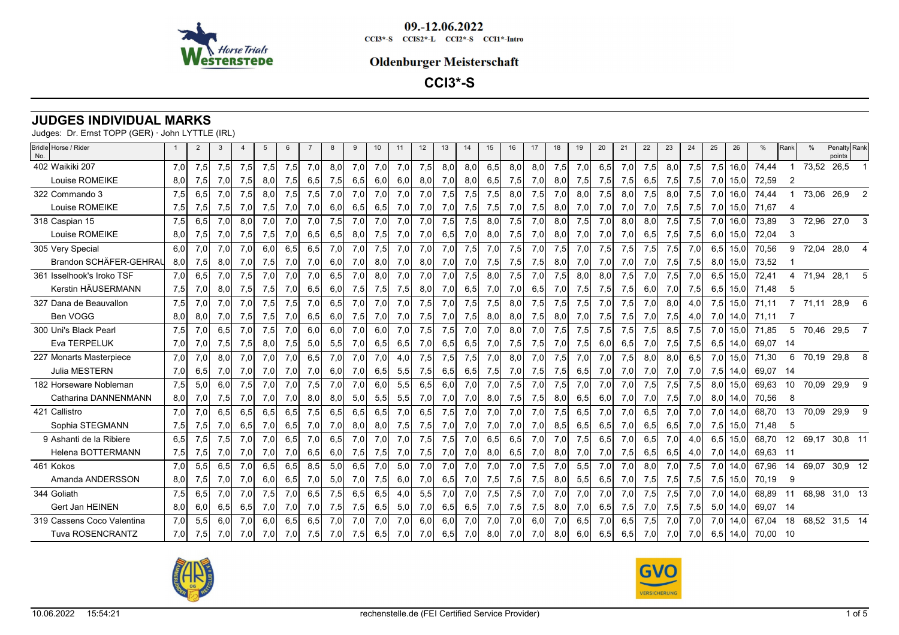09.-12.06.2022

CCI3*-S CCIS2*-L CCI2*-S CCI1*-Intro

## Oldenburger Meisterschaft

## CCI3*-S

# JUDGES INDIVIDUAL MARKS

Judges: Dr. Ernst TOPP (GER) · John LYTTLE (IRL)

| Bridle No. | Horse / Rider | 1 | 2 | 3 | 4 | 5 | 6 | 7 | 8 | 9 | 10 | 11 | 12 | 13 | 14 | 15 | 16 | 17 | 18 | 19 | 20 | 21 | 22 | 23 | 24 | 25 | 26 | % | Rank | % | Penalty points | Rank |
|---|---|---|---|---|---|---|---|---|---|---|---|---|---|---|---|---|---|---|---|---|---|---|---|---|---|---|---|---|---|---|---|---|
| 402 | Waikiki 207 | 7,0 | 7,5 | 7,5 | 7,5 | 7,5 | 7,5 | 7,0 | 8,0 | 7,0 | 7,0 | 7,0 | 7,5 | 8,0 | 8,0 | 6,5 | 8,0 | 8,0 | 7,5 | 7,0 | 6,5 | 7,0 | 7,5 | 8,0 | 7,5 | 7,5 | 16,0 | 74,44 | 1 | 73,52 | 26,5 | 1 |
| | Louise ROMEIKE | 8,0 | 7,5 | 7,0 | 7,5 | 8,0 | 7,5 | 6,5 | 7,5 | 6,5 | 6,0 | 6,0 | 8,0 | 7,0 | 8,0 | 6,5 | 7,5 | 7,0 | 8,0 | 7,5 | 7,5 | 7,5 | 6,5 | 7,5 | 7,5 | 7,0 | 15,0 | 72,59 | 2 | | | |
| 322 | Commando 3 | 7,5 | 6,5 | 7,0 | 7,5 | 8,0 | 7,5 | 7,5 | 7,0 | 7,0 | 7,0 | 7,0 | 7,0 | 7,5 | 7,5 | 7,5 | 8,0 | 7,5 | 7,0 | 8,0 | 7,5 | 8,0 | 7,5 | 8,0 | 7,5 | 7,0 | 16,0 | 74,44 | 1 | 73,06 | 26,9 | 2 |
| | Louise ROMEIKE | 7,5 | 7,5 | 7,5 | 7,0 | 7,5 | 7,0 | 7,0 | 6,0 | 6,5 | 6,5 | 7,0 | 7,0 | 7,0 | 7,5 | 7,5 | 7,0 | 7,5 | 8,0 | 7,0 | 7,0 | 7,0 | 7,0 | 7,5 | 7,5 | 7,0 | 15,0 | 71,67 | 4 | | | |
| 318 | Caspian 15 | 7,5 | 6,5 | 7,0 | 8,0 | 7,0 | 7,0 | 7,0 | 7,5 | 7,0 | 7,0 | 7,0 | 7,0 | 7,5 | 7,5 | 8,0 | 7,5 | 7,0 | 8,0 | 7,5 | 7,0 | 8,0 | 8,0 | 7,5 | 7,5 | 7,0 | 16,0 | 73,89 | 3 | 72,96 | 27,0 | 3 |
| | Louise ROMEIKE | 8,0 | 7,5 | 7,0 | 7,5 | 7,5 | 7,0 | 6,5 | 6,5 | 8,0 | 7,5 | 7,0 | 7,0 | 6,5 | 7,0 | 8,0 | 7,5 | 7,0 | 8,0 | 7,0 | 7,0 | 7,0 | 6,5 | 7,5 | 7,5 | 6,0 | 15,0 | 72,04 | 3 | | | |
| 305 | Very Special | 6,0 | 7,0 | 7,0 | 7,0 | 6,0 | 6,5 | 6,5 | 7,0 | 7,0 | 7,5 | 7,0 | 7,0 | 7,0 | 7,5 | 7,0 | 7,5 | 7,0 | 7,5 | 7,0 | 7,5 | 7,5 | 7,5 | 7,5 | 7,0 | 6,5 | 15,0 | 70,56 | 9 | 72,04 | 28,0 | 4 |
| | Brandon SCHÄFER-GEHRAU | 8,0 | 7,5 | 8,0 | 7,0 | 7,5 | 7,0 | 7,0 | 6,0 | 7,0 | 8,0 | 7,0 | 8,0 | 7,0 | 7,0 | 7,5 | 7,5 | 7,5 | 8,0 | 7,0 | 7,0 | 7,0 | 7,0 | 7,5 | 7,5 | 8,0 | 15,0 | 73,52 | 1 | | | |
| 361 | Isselhook's Iroko TSF | 7,0 | 6,5 | 7,0 | 7,5 | 7,0 | 7,0 | 7,0 | 6,5 | 7,0 | 8,0 | 7,0 | 7,0 | 7,0 | 7,5 | 8,0 | 7,5 | 7,0 | 7,5 | 8,0 | 8,0 | 7,5 | 7,0 | 7,5 | 7,0 | 6,5 | 15,0 | 72,41 | 4 | 71,94 | 28,1 | 5 |
| | Kerstin HÄUSERMANN | 7,5 | 7,0 | 8,0 | 7,5 | 7,5 | 7,0 | 6,5 | 6,0 | 7,5 | 7,5 | 7,5 | 8,0 | 7,0 | 6,5 | 7,0 | 7,0 | 6,5 | 7,0 | 7,5 | 7,5 | 7,5 | 6,0 | 7,0 | 7,5 | 6,5 | 15,0 | 71,48 | 5 | | | |
| 327 | Dana de Beauvallon | 7,5 | 7,0 | 7,0 | 7,0 | 7,5 | 7,5 | 7,0 | 6,5 | 7,0 | 7,0 | 7,0 | 7,5 | 7,0 | 7,5 | 7,5 | 8,0 | 7,5 | 7,5 | 7,5 | 7,0 | 7,5 | 7,0 | 8,0 | 4,0 | 7,5 | 15,0 | 71,11 | 7 | 71,11 | 28,9 | 6 |
| | Ben VOGG | 8,0 | 8,0 | 7,0 | 7,5 | 7,5 | 7,0 | 6,5 | 6,0 | 7,5 | 7,0 | 7,0 | 7,5 | 7,0 | 7,5 | 8,0 | 8,0 | 7,5 | 8,0 | 7,0 | 7,5 | 7,5 | 7,0 | 7,5 | 4,0 | 7,0 | 14,0 | 71,11 | 7 | | | |
| 300 | Uni's Black Pearl | 7,5 | 7,0 | 6,5 | 7,0 | 7,5 | 7,0 | 6,0 | 6,0 | 7,0 | 6,0 | 7,0 | 7,5 | 7,5 | 7,0 | 7,0 | 8,0 | 7,0 | 7,5 | 7,5 | 7,5 | 7,5 | 7,5 | 8,5 | 7,5 | 7,0 | 15,0 | 71,85 | 5 | 70,46 | 29,5 | 7 |
| | Eva TERPELUK | 7,0 | 7,0 | 7,5 | 7,5 | 8,0 | 7,5 | 5,0 | 5,5 | 7,0 | 6,5 | 6,5 | 7,0 | 6,5 | 6,5 | 7,0 | 7,5 | 7,5 | 7,0 | 7,5 | 6,0 | 6,5 | 7,0 | 7,5 | 7,5 | 6,5 | 14,0 | 69,07 | 14 | | | |
| 227 | Monarts Masterpiece | 7,0 | 7,0 | 8,0 | 7,0 | 7,0 | 7,0 | 6,5 | 7,0 | 7,0 | 7,0 | 4,0 | 7,5 | 7,5 | 7,5 | 7,0 | 8,0 | 7,0 | 7,5 | 7,0 | 7,0 | 7,5 | 8,0 | 8,0 | 6,5 | 7,0 | 15,0 | 71,30 | 6 | 70,19 | 29,8 | 8 |
| | Julia MESTERN | 7,0 | 6,5 | 7,0 | 7,0 | 7,0 | 7,0 | 7,0 | 6,0 | 7,0 | 6,5 | 5,5 | 7,5 | 6,5 | 6,5 | 7,5 | 7,0 | 7,5 | 7,5 | 6,5 | 7,0 | 7,0 | 7,0 | 7,0 | 7,0 | 7,5 | 14,0 | 69,07 | 14 | | | |
| 182 | Horseware Nobleman | 7,5 | 5,0 | 6,0 | 7,5 | 7,0 | 7,0 | 7,5 | 7,0 | 7,0 | 6,0 | 5,5 | 6,5 | 6,0 | 7,0 | 7,0 | 7,5 | 7,0 | 7,5 | 7,0 | 7,0 | 7,0 | 7,5 | 7,5 | 7,5 | 8,0 | 15,0 | 69,63 | 10 | 70,09 | 29,9 | 9 |
| | Catharina DANNENMANN | 8,0 | 7,0 | 7,5 | 7,0 | 7,0 | 7,0 | 8,0 | 8,0 | 5,0 | 5,5 | 5,5 | 7,0 | 7,0 | 7,0 | 8,0 | 7,5 | 7,5 | 8,0 | 6,5 | 6,0 | 7,0 | 7,0 | 7,5 | 7,0 | 8,0 | 14,0 | 70,56 | 8 | | | |
| 421 | Callistro | 7,0 | 7,0 | 6,5 | 6,5 | 6,5 | 6,5 | 7,5 | 6,5 | 6,5 | 6,5 | 7,0 | 6,5 | 7,5 | 7,0 | 7,0 | 7,0 | 7,0 | 7,5 | 6,5 | 7,0 | 7,0 | 6,5 | 7,0 | 7,0 | 7,0 | 14,0 | 68,70 | 13 | 70,09 | 29,9 | 9 |
| | Sophia STEGMANN | 7,5 | 7,5 | 7,0 | 6,5 | 7,0 | 6,5 | 7,0 | 7,0 | 8,0 | 8,0 | 7,5 | 7,5 | 7,0 | 7,0 | 7,0 | 7,0 | 7,0 | 8,5 | 6,5 | 6,5 | 7,0 | 6,5 | 6,5 | 7,0 | 7,5 | 15,0 | 71,48 | 5 | | | |
| 9 | Ashanti de la Ribiere | 6,5 | 7,5 | 7,5 | 7,0 | 7,0 | 6,5 | 7,0 | 6,5 | 7,0 | 7,0 | 7,0 | 7,5 | 7,5 | 7,0 | 6,5 | 6,5 | 7,0 | 7,0 | 7,5 | 6,5 | 7,0 | 6,5 | 7,0 | 4,0 | 6,5 | 15,0 | 68,70 | 12 | 69,17 | 30,8 | 11 |
| | Helena BOTTERMANN | 7,5 | 7,5 | 7,0 | 7,0 | 7,0 | 7,0 | 6,5 | 6,0 | 7,5 | 7,5 | 7,0 | 7,5 | 7,0 | 7,0 | 8,0 | 6,5 | 7,0 | 8,0 | 7,0 | 7,0 | 7,5 | 6,5 | 6,5 | 4,0 | 7,0 | 14,0 | 69,63 | 11 | | | |
| 461 | Kokos | 7,0 | 5,5 | 6,5 | 7,0 | 6,5 | 6,5 | 8,5 | 5,0 | 6,5 | 7,0 | 5,0 | 7,0 | 7,0 | 7,0 | 7,0 | 7,0 | 7,5 | 7,0 | 5,5 | 7,0 | 7,0 | 8,0 | 7,0 | 7,5 | 7,0 | 14,0 | 67,96 | 14 | 69,07 | 30,9 | 12 |
| | Amanda ANDERSSON | 8,0 | 7,5 | 7,0 | 7,0 | 6,0 | 6,5 | 7,0 | 5,0 | 7,0 | 7,5 | 6,0 | 7,0 | 6,5 | 7,0 | 7,5 | 7,5 | 7,5 | 8,0 | 5,5 | 6,5 | 7,0 | 7,5 | 7,5 | 7,5 | 7,5 | 15,0 | 70,19 | 9 | | | |
| 344 | Goliath | 7,5 | 6,5 | 7,0 | 7,0 | 7,5 | 7,0 | 6,5 | 7,5 | 6,5 | 6,5 | 4,0 | 5,5 | 7,0 | 7,0 | 7,5 | 7,5 | 7,0 | 7,0 | 7,0 | 7,0 | 7,0 | 7,5 | 7,5 | 7,0 | 7,0 | 14,0 | 68,89 | 11 | 68,98 | 31,0 | 13 |
| | Gert Jan HEINEN | 8,0 | 6,0 | 6,5 | 6,5 | 7,0 | 7,0 | 7,0 | 7,5 | 7,5 | 6,5 | 5,0 | 7,0 | 6,5 | 6,5 | 7,0 | 7,5 | 7,5 | 8,0 | 7,0 | 6,5 | 7,5 | 7,0 | 7,5 | 7,5 | 5,0 | 14,0 | 69,07 | 14 | | | |
| 319 | Cassens Coco Valentina | 7,0 | 5,5 | 6,0 | 7,0 | 6,0 | 6,5 | 6,5 | 7,0 | 7,0 | 7,0 | 7,0 | 6,0 | 6,0 | 7,0 | 7,0 | 7,0 | 6,0 | 7,0 | 6,5 | 7,0 | 6,5 | 7,5 | 7,0 | 7,0 | 7,0 | 14,0 | 67,04 | 18 | 68,52 | 31,5 | 14 |
| | Tuva ROSENCRANTZ | 7,0 | 7,5 | 7,0 | 7,0 | 7,0 | 7,0 | 7,5 | 7,0 | 7,5 | 6,5 | 7,0 | 7,0 | 6,5 | 7,0 | 8,0 | 7,0 | 7,0 | 8,0 | 6,0 | 6,5 | 6,5 | 7,0 | 7,0 | 7,0 | 6,5 | 14,0 | 70,00 | 10 | | | |

10.06.2022 15:54:21 rechenstelle.de (FEI Certified Service Provider)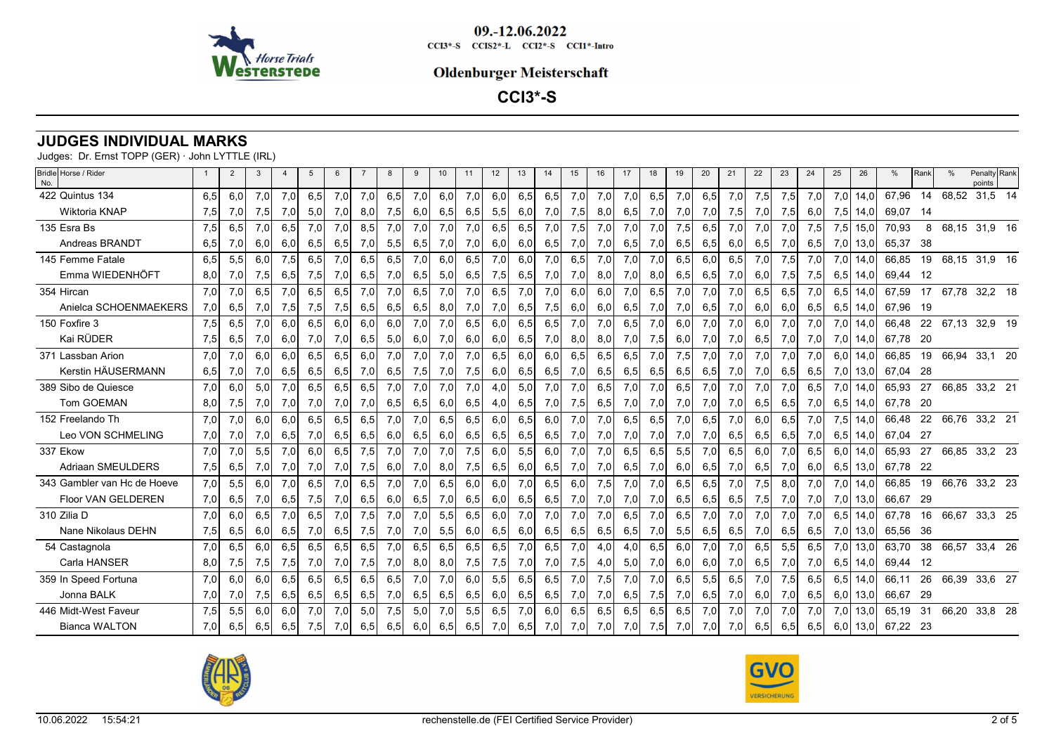09.-12.06.2022

CCI3*-S CCIS2*-L CCI2*-S CCI1*-Intro

**Oldenburger Meisterschaft**

**CCI3*-S**

## JUDGES INDIVIDUAL MARKS

Judges: Dr. Ernst TOPP (GER) · John LYTTLE (IRL)

| Bridle No. | Horse / Rider | 1 | 2 | 3 | 4 | 5 | 6 | 7 | 8 | 9 | 10 | 11 | 12 | 13 | 14 | 15 | 16 | 17 | 18 | 19 | 20 | 21 | 22 | 23 | 24 | 25 | 26 | % | Rank | % | Penalty points | Rank |
|---|---|---|---|---|---|---|---|---|---|---|---|---|---|---|---|---|---|---|---|---|---|---|---|---|---|---|---|---|---|---|---|---|
| 422 | Quintus 134 | 6,5 | 6,0 | 7,0 | 7,0 | 6,5 | 7,0 | 7,0 | 6,5 | 7,0 | 6,0 | 7,0 | 6,0 | 6,5 | 6,5 | 7,0 | 7,0 | 7,0 | 6,5 | 7,0 | 6,5 | 7,0 | 7,5 | 7,5 | 7,0 | 7,0 | 14,0 | 67,96 | 14 | 68,52 | 31,5 | 14 |
| | Wiktoria KNAP | 7,5 | 7,0 | 7,5 | 7,0 | 5,0 | 7,0 | 8,0 | 7,5 | 6,0 | 6,5 | 6,5 | 5,5 | 6,0 | 7,0 | 7,5 | 8,0 | 6,5 | 7,0 | 7,0 | 7,0 | 7,5 | 7,0 | 7,5 | 6,0 | 7,5 | 14,0 | 69,07 | 14 | | | |
| 135 | Esra Bs | 7,5 | 6,5 | 7,0 | 6,5 | 7,0 | 7,0 | 8,5 | 7,0 | 7,0 | 7,0 | 7,0 | 6,5 | 6,5 | 7,0 | 7,5 | 7,0 | 7,0 | 7,0 | 7,5 | 6,5 | 7,0 | 7,0 | 7,0 | 7,5 | 7,5 | 15,0 | 70,93 | 8 | 68,15 | 31,9 | 16 |
| | Andreas BRANDT | 6,5 | 7,0 | 6,0 | 6,0 | 6,5 | 6,5 | 7,0 | 5,5 | 6,5 | 7,0 | 7,0 | 6,0 | 6,0 | 6,5 | 7,0 | 7,0 | 6,5 | 7,0 | 6,5 | 6,5 | 6,0 | 6,5 | 7,0 | 6,5 | 7,0 | 13,0 | 65,37 | 38 | | | |
| 145 | Femme Fatale | 6,5 | 5,5 | 6,0 | 7,5 | 6,5 | 7,0 | 6,5 | 6,5 | 7,0 | 6,0 | 6,5 | 7,0 | 6,0 | 7,0 | 6,5 | 7,0 | 7,0 | 7,0 | 6,5 | 6,0 | 6,5 | 7,0 | 7,5 | 7,0 | 7,0 | 14,0 | 66,85 | 19 | 68,15 | 31,9 | 16 |
| | Emma WIEDENHÖFT | 8,0 | 7,0 | 7,5 | 6,5 | 7,5 | 7,0 | 6,5 | 7,0 | 6,5 | 5,0 | 6,5 | 7,5 | 6,5 | 7,0 | 7,0 | 8,0 | 7,0 | 8,0 | 6,5 | 6,5 | 7,0 | 6,0 | 7,5 | 7,5 | 6,5 | 14,0 | 69,44 | 12 | | | |
| 354 | Hircan | 7,0 | 7,0 | 6,5 | 7,0 | 6,5 | 6,5 | 7,0 | 7,0 | 6,5 | 7,0 | 7,0 | 6,5 | 7,0 | 7,0 | 6,0 | 6,0 | 7,0 | 6,5 | 7,0 | 7,0 | 7,0 | 6,5 | 6,5 | 7,0 | 6,5 | 14,0 | 67,59 | 17 | 67,78 | 32,2 | 18 |
| | Anielca SCHOENMAEKERS | 7,0 | 6,5 | 7,0 | 7,5 | 7,5 | 7,5 | 6,5 | 6,5 | 6,5 | 8,0 | 7,0 | 7,0 | 6,5 | 7,5 | 6,0 | 6,0 | 6,5 | 7,0 | 7,0 | 6,5 | 7,0 | 6,0 | 6,0 | 6,5 | 6,5 | 14,0 | 67,96 | 19 | | | |
| 150 | Foxfire 3 | 7,5 | 6,5 | 7,0 | 6,0 | 6,5 | 6,0 | 6,0 | 6,0 | 7,0 | 7,0 | 6,5 | 6,0 | 6,5 | 6,5 | 7,0 | 7,0 | 6,5 | 7,0 | 6,0 | 7,0 | 7,0 | 6,0 | 7,0 | 7,0 | 7,0 | 14,0 | 66,48 | 22 | 67,13 | 32,9 | 19 |
| | Kai RÜDER | 7,5 | 6,5 | 7,0 | 6,0 | 7,0 | 7,0 | 6,5 | 5,0 | 6,0 | 7,0 | 6,0 | 6,0 | 6,5 | 7,0 | 8,0 | 8,0 | 7,0 | 7,5 | 6,0 | 7,0 | 7,0 | 6,5 | 7,0 | 7,0 | 7,0 | 14,0 | 67,78 | 20 | | | |
| 371 | Lassban Arion | 7,0 | 7,0 | 6,0 | 6,0 | 6,5 | 6,5 | 6,0 | 7,0 | 7,0 | 7,0 | 7,0 | 6,5 | 6,0 | 6,0 | 6,5 | 6,5 | 6,5 | 7,0 | 7,5 | 7,0 | 7,0 | 7,0 | 7,0 | 7,0 | 6,0 | 14,0 | 66,85 | 19 | 66,94 | 33,1 | 20 |
| | Kerstin HÄUSERMANN | 6,5 | 7,0 | 7,0 | 6,5 | 6,5 | 6,5 | 7,0 | 6,5 | 7,5 | 7,0 | 7,5 | 6,0 | 6,5 | 6,5 | 7,0 | 6,5 | 6,5 | 6,5 | 6,5 | 6,5 | 7,0 | 7,0 | 6,5 | 6,5 | 7,0 | 13,0 | 67,04 | 28 | | | |
| 389 | Sibo de Quiesce | 7,0 | 6,0 | 5,0 | 7,0 | 6,5 | 6,5 | 6,5 | 7,0 | 7,0 | 7,0 | 7,0 | 4,0 | 5,0 | 7,0 | 7,0 | 6,5 | 7,0 | 7,0 | 6,5 | 7,0 | 7,0 | 7,0 | 7,0 | 6,5 | 7,0 | 14,0 | 65,93 | 27 | 66,85 | 33,2 | 21 |
| | Tom GOEMAN | 8,0 | 7,5 | 7,0 | 7,0 | 7,0 | 7,0 | 7,0 | 6,5 | 6,5 | 6,0 | 6,5 | 4,0 | 6,5 | 7,0 | 7,5 | 6,5 | 7,0 | 7,0 | 7,0 | 7,0 | 7,0 | 6,5 | 6,5 | 7,0 | 6,5 | 14,0 | 67,78 | 20 | | | |
| 152 | Freelando Th | 7,0 | 7,0 | 6,0 | 6,0 | 6,5 | 6,5 | 6,5 | 7,0 | 7,0 | 6,5 | 6,5 | 6,0 | 6,5 | 6,0 | 7,0 | 7,0 | 6,5 | 6,5 | 7,0 | 6,5 | 7,0 | 6,0 | 6,5 | 7,0 | 7,5 | 14,0 | 66,48 | 22 | 66,76 | 33,2 | 21 |
| | Leo VON SCHMELING | 7,0 | 7,0 | 7,0 | 6,5 | 7,0 | 6,5 | 6,5 | 6,0 | 6,5 | 6,0 | 6,5 | 6,5 | 6,5 | 6,5 | 7,0 | 7,0 | 7,0 | 7,0 | 7,0 | 7,0 | 6,5 | 6,5 | 6,5 | 7,0 | 6,5 | 14,0 | 67,04 | 27 | | | |
| 337 | Ekow | 7,0 | 7,0 | 5,5 | 7,0 | 6,0 | 6,5 | 7,5 | 7,0 | 7,0 | 7,0 | 7,5 | 6,0 | 5,5 | 6,0 | 7,0 | 7,0 | 6,5 | 6,5 | 5,5 | 7,0 | 6,5 | 6,0 | 7,0 | 6,5 | 6,0 | 14,0 | 65,93 | 27 | 66,85 | 33,2 | 23 |
| | Adriaan SMEULDERS | 7,5 | 6,5 | 7,0 | 7,0 | 7,0 | 7,0 | 7,5 | 6,0 | 7,0 | 8,0 | 7,5 | 6,5 | 6,0 | 6,5 | 7,0 | 7,0 | 6,5 | 7,0 | 6,0 | 6,5 | 7,0 | 6,5 | 7,0 | 6,0 | 6,5 | 13,0 | 67,78 | 22 | | | |
| 343 | Gambler van Hc de Hoeve | 7,0 | 5,5 | 6,0 | 7,0 | 6,5 | 7,0 | 6,5 | 7,0 | 7,0 | 6,5 | 6,0 | 6,0 | 7,0 | 6,5 | 6,0 | 7,5 | 7,0 | 7,0 | 6,5 | 6,5 | 7,0 | 7,5 | 8,0 | 7,0 | 7,0 | 14,0 | 66,85 | 19 | 66,76 | 33,2 | 23 |
| | Floor VAN GELDEREN | 7,0 | 6,5 | 7,0 | 6,5 | 7,5 | 7,0 | 6,5 | 6,0 | 6,5 | 7,0 | 6,5 | 6,0 | 6,5 | 6,5 | 7,0 | 7,0 | 7,0 | 7,0 | 6,5 | 6,5 | 6,5 | 7,5 | 7,0 | 7,0 | 7,0 | 13,0 | 66,67 | 29 | | | |
| 310 | Zilia D | 7,0 | 6,0 | 6,5 | 7,0 | 6,5 | 7,0 | 7,5 | 7,0 | 7,0 | 5,5 | 6,5 | 6,0 | 7,0 | 7,0 | 7,0 | 7,0 | 6,5 | 7,0 | 6,5 | 7,0 | 7,0 | 7,0 | 7,0 | 7,0 | 6,5 | 14,0 | 67,78 | 16 | 66,67 | 33,3 | 25 |
| | Nane Nikolaus DEHN | 7,5 | 6,5 | 6,0 | 6,5 | 7,0 | 6,5 | 7,5 | 7,0 | 7,0 | 5,5 | 6,0 | 6,5 | 6,0 | 6,5 | 6,5 | 6,5 | 6,5 | 7,0 | 5,5 | 6,5 | 6,5 | 7,0 | 6,5 | 6,5 | 7,0 | 13,0 | 65,56 | 36 | | | |
| 54 | Castagnola | 7,0 | 6,5 | 6,0 | 6,5 | 6,5 | 6,5 | 6,5 | 7,0 | 6,5 | 6,5 | 6,5 | 6,5 | 7,0 | 6,5 | 7,0 | 4,0 | 4,0 | 6,5 | 6,0 | 7,0 | 7,0 | 6,5 | 5,5 | 6,5 | 7,0 | 13,0 | 63,70 | 38 | 66,57 | 33,4 | 26 |
| | Carla HANSER | 8,0 | 7,5 | 7,5 | 7,5 | 7,0 | 7,0 | 7,5 | 7,0 | 8,0 | 8,0 | 7,5 | 7,5 | 7,0 | 7,0 | 7,5 | 4,0 | 5,0 | 7,0 | 6,0 | 6,0 | 7,0 | 6,5 | 7,0 | 7,0 | 6,5 | 14,0 | 69,44 | 12 | | | |
| 359 | In Speed Fortuna | 7,0 | 6,0 | 6,0 | 6,5 | 6,5 | 6,5 | 6,5 | 6,5 | 7,0 | 7,0 | 6,0 | 5,5 | 6,5 | 6,5 | 7,0 | 7,5 | 7,0 | 7,0 | 6,5 | 5,5 | 6,5 | 7,0 | 7,5 | 6,5 | 6,5 | 14,0 | 66,11 | 26 | 66,39 | 33,6 | 27 |
| | Jonna BALK | 7,0 | 7,0 | 7,5 | 6,5 | 6,5 | 6,5 | 6,5 | 7,0 | 6,5 | 6,5 | 6,5 | 6,0 | 6,5 | 6,5 | 7,0 | 7,0 | 6,5 | 7,5 | 7,0 | 6,5 | 7,0 | 6,0 | 7,0 | 6,5 | 6,0 | 13,0 | 66,67 | 29 | | | |
| 446 | Midt-West Faveur | 7,5 | 5,5 | 6,0 | 6,0 | 7,0 | 7,0 | 5,0 | 7,5 | 5,0 | 7,0 | 5,5 | 6,5 | 7,0 | 6,0 | 6,5 | 6,5 | 6,5 | 6,5 | 6,5 | 7,0 | 7,0 | 7,0 | 7,0 | 7,0 | 7,0 | 13,0 | 65,19 | 31 | 66,20 | 33,8 | 28 |
| | Bianca WALTON | 7,0 | 6,5 | 6,5 | 6,5 | 7,5 | 7,0 | 6,5 | 6,5 | 6,0 | 6,5 | 6,5 | 7,0 | 6,5 | 7,0 | 7,0 | 7,0 | 7,0 | 7,5 | 7,0 | 7,0 | 7,0 | 6,5 | 6,5 | 6,5 | 6,0 | 13,0 | 67,22 | 23 | | | |

10.06.2022 15:54:21 rechenstelle.de (FEI Certified Service Provider)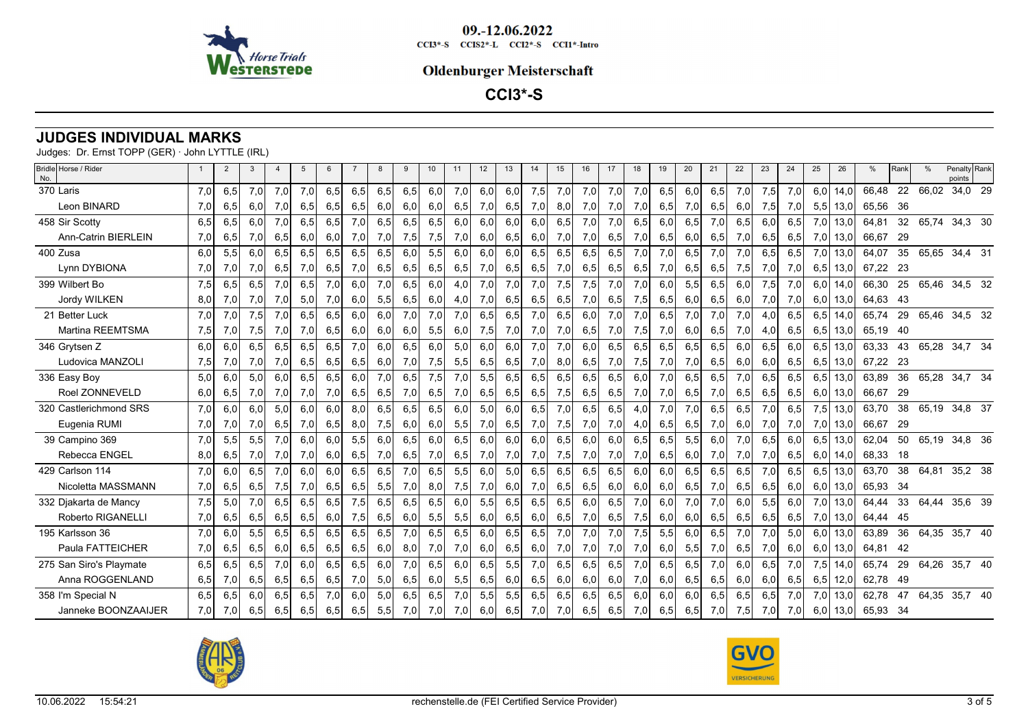09.-12.06.2022

CCI3*-S CCIS2*-L CCI2*-S CCI1*-Intro

**Oldenburger Meisterschaft**

## CCI3*-S

# JUDGES INDIVIDUAL MARKS

Judges: Dr. Ernst TOPP (GER) · John LYTTLE (IRL)

| Bridle No. | Horse / Rider | 1 | 2 | 3 | 4 | 5 | 6 | 7 | 8 | 9 | 10 | 11 | 12 | 13 | 14 | 15 | 16 | 17 | 18 | 19 | 20 | 21 | 22 | 23 | 24 | 25 | 26 | % | Rank | % | Penalty points | Rank |
|---|---|---|---|---|---|---|---|---|---|---|---|---|---|---|---|---|---|---|---|---|---|---|---|---|---|---|---|---|---|---|---|---|
| 370 | Laris | 7,0 | 6,5 | 7,0 | 7,0 | 7,0 | 6,5 | 6,5 | 6,5 | 6,5 | 6,0 | 7,0 | 6,0 | 6,0 | 7,5 | 7,0 | 7,0 | 7,0 | 7,0 | 6,5 | 6,0 | 6,5 | 7,0 | 7,5 | 7,0 | 6,0 | 14,0 | 66,48 | 22 | 66,02 | 34,0 | 29 |
| | Leon BINARD | 7,0 | 6,5 | 6,0 | 7,0 | 6,5 | 6,5 | 6,5 | 6,0 | 6,0 | 6,0 | 6,5 | 7,0 | 6,5 | 7,0 | 8,0 | 7,0 | 7,0 | 7,0 | 6,5 | 7,0 | 6,5 | 6,0 | 7,5 | 7,0 | 5,5 | 13,0 | 65,56 | 36 | | | |
| 458 | Sir Scotty | 6,5 | 6,5 | 6,0 | 7,0 | 6,5 | 6,5 | 7,0 | 6,5 | 6,5 | 6,5 | 6,0 | 6,0 | 6,0 | 6,0 | 6,5 | 7,0 | 7,0 | 6,5 | 6,0 | 6,5 | 7,0 | 6,5 | 6,0 | 6,5 | 7,0 | 13,0 | 64,81 | 32 | 65,74 | 34,3 | 30 |
| | Ann-Catrin BIERLEIN | 7,0 | 6,5 | 7,0 | 6,5 | 6,0 | 6,0 | 7,0 | 7,0 | 7,5 | 7,5 | 7,0 | 6,0 | 6,5 | 6,0 | 7,0 | 7,0 | 6,5 | 7,0 | 6,5 | 6,0 | 6,5 | 7,0 | 6,5 | 6,5 | 7,0 | 13,0 | 66,67 | 29 | | | |
| 400 | Zusa | 6,0 | 5,5 | 6,0 | 6,5 | 6,5 | 6,5 | 6,5 | 6,5 | 6,0 | 5,5 | 6,0 | 6,0 | 6,0 | 6,5 | 6,5 | 6,5 | 6,5 | 7,0 | 7,0 | 6,5 | 7,0 | 7,0 | 6,5 | 6,5 | 7,0 | 13,0 | 64,07 | 35 | 65,65 | 34,4 | 31 |
| | Lynn DYBIONA | 7,0 | 7,0 | 7,0 | 6,5 | 7,0 | 6,5 | 7,0 | 6,5 | 6,5 | 6,5 | 6,5 | 7,0 | 6,5 | 6,5 | 7,0 | 6,5 | 6,5 | 6,5 | 7,0 | 6,5 | 6,5 | 7,5 | 7,0 | 7,0 | 6,5 | 13,0 | 67,22 | 23 | | | |
| 399 | Wilbert Bo | 7,5 | 6,5 | 6,5 | 7,0 | 6,5 | 7,0 | 6,0 | 7,0 | 6,5 | 6,0 | 4,0 | 7,0 | 7,0 | 7,0 | 7,5 | 7,5 | 7,0 | 7,0 | 6,0 | 5,5 | 6,5 | 6,0 | 7,5 | 7,0 | 6,0 | 14,0 | 66,30 | 25 | 65,46 | 34,5 | 32 |
| | Jordy WILKEN | 8,0 | 7,0 | 7,0 | 7,0 | 5,0 | 7,0 | 6,0 | 5,5 | 6,5 | 6,0 | 4,0 | 7,0 | 6,5 | 6,5 | 6,5 | 7,0 | 6,5 | 7,5 | 6,5 | 6,0 | 6,5 | 6,0 | 7,0 | 7,0 | 6,0 | 13,0 | 64,63 | 43 | | | |
| 21 | Better Luck | 7,0 | 7,0 | 7,5 | 7,0 | 6,5 | 6,5 | 6,0 | 6,0 | 7,0 | 7,0 | 7,0 | 6,5 | 6,5 | 7,0 | 6,5 | 6,0 | 7,0 | 7,0 | 6,5 | 7,0 | 7,0 | 7,0 | 4,0 | 6,5 | 6,5 | 14,0 | 65,74 | 29 | 65,46 | 34,5 | 32 |
| | Martina REEMTSMA | 7,5 | 7,0 | 7,5 | 7,0 | 7,0 | 6,5 | 6,0 | 6,0 | 6,0 | 5,5 | 6,0 | 7,5 | 7,0 | 7,0 | 7,0 | 6,5 | 7,0 | 7,5 | 7,0 | 6,0 | 6,5 | 7,0 | 4,0 | 6,5 | 6,5 | 13,0 | 65,19 | 40 | | | |
| 346 | Grytsen Z | 6,0 | 6,0 | 6,5 | 6,5 | 6,5 | 6,5 | 7,0 | 6,0 | 6,5 | 6,0 | 5,0 | 6,0 | 6,0 | 7,0 | 7,0 | 6,0 | 6,5 | 6,5 | 6,5 | 6,5 | 6,5 | 6,0 | 6,5 | 6,0 | 6,5 | 13,0 | 63,33 | 43 | 65,28 | 34,7 | 34 |
| | Ludovica MANZOLI | 7,5 | 7,0 | 7,0 | 7,0 | 6,5 | 6,5 | 6,5 | 6,0 | 7,0 | 7,5 | 5,5 | 6,5 | 6,5 | 7,0 | 8,0 | 6,5 | 7,0 | 7,5 | 7,0 | 7,0 | 6,5 | 6,0 | 6,0 | 6,5 | 6,5 | 13,0 | 67,22 | 23 | | | |
| 336 | Easy Boy | 5,0 | 6,0 | 5,0 | 6,0 | 6,5 | 6,5 | 6,0 | 7,0 | 6,5 | 7,5 | 7,0 | 5,5 | 6,5 | 6,5 | 6,5 | 6,5 | 6,5 | 6,0 | 7,0 | 6,5 | 6,5 | 7,0 | 6,5 | 6,5 | 6,5 | 13,0 | 63,89 | 36 | 65,28 | 34,7 | 34 |
| | Roel ZONNEVELD | 6,0 | 6,5 | 7,0 | 7,0 | 7,0 | 7,0 | 6,5 | 6,5 | 7,0 | 6,5 | 7,0 | 6,5 | 6,5 | 6,5 | 7,5 | 6,5 | 6,5 | 7,0 | 7,0 | 6,5 | 7,0 | 6,5 | 6,5 | 6,5 | 6,0 | 13,0 | 66,67 | 29 | | | |
| 320 | Castlerichmond SRS | 7,0 | 6,0 | 6,0 | 5,0 | 6,0 | 6,0 | 8,0 | 6,5 | 6,5 | 6,5 | 6,0 | 5,0 | 6,0 | 6,5 | 7,0 | 6,5 | 6,5 | 4,0 | 7,0 | 7,0 | 6,5 | 6,5 | 7,0 | 6,5 | 7,5 | 13,0 | 63,70 | 38 | 65,19 | 34,8 | 37 |
| | Eugenia RUMI | 7,0 | 7,0 | 7,0 | 6,5 | 7,0 | 6,5 | 8,0 | 7,5 | 6,0 | 6,0 | 5,5 | 7,0 | 6,5 | 7,0 | 7,5 | 7,0 | 7,0 | 4,0 | 6,5 | 6,5 | 7,0 | 6,0 | 7,0 | 7,0 | 7,0 | 13,0 | 66,67 | 29 | | | |
| 39 | Campino 369 | 7,0 | 5,5 | 5,5 | 7,0 | 6,0 | 6,0 | 5,5 | 6,0 | 6,5 | 6,0 | 6,5 | 6,0 | 6,0 | 6,0 | 6,5 | 6,0 | 6,0 | 6,5 | 6,5 | 5,5 | 6,0 | 7,0 | 6,5 | 6,0 | 6,5 | 13,0 | 62,04 | 50 | 65,19 | 34,8 | 36 |
| | Rebecca ENGEL | 8,0 | 6,5 | 7,0 | 7,0 | 7,0 | 6,0 | 6,5 | 7,0 | 6,5 | 7,0 | 6,5 | 7,0 | 7,0 | 7,0 | 7,5 | 7,0 | 7,0 | 7,0 | 6,5 | 6,0 | 7,0 | 7,0 | 7,0 | 6,5 | 6,0 | 14,0 | 68,33 | 18 | | | |
| 429 | Carlson 114 | 7,0 | 6,0 | 6,5 | 7,0 | 6,0 | 6,0 | 6,5 | 6,5 | 7,0 | 6,5 | 5,5 | 6,0 | 5,0 | 6,5 | 6,5 | 6,5 | 6,5 | 6,0 | 6,0 | 6,5 | 6,5 | 6,5 | 7,0 | 6,5 | 6,5 | 13,0 | 63,70 | 38 | 64,81 | 35,2 | 38 |
| | Nicoletta MASSMANN | 7,0 | 6,5 | 6,5 | 7,5 | 7,0 | 6,5 | 6,5 | 5,5 | 7,0 | 8,0 | 7,5 | 7,0 | 6,0 | 7,0 | 6,5 | 6,5 | 6,0 | 6,0 | 6,0 | 6,5 | 7,0 | 6,5 | 6,5 | 6,0 | 6,0 | 13,0 | 65,93 | 34 | | | |
| 332 | Djakarta de Mancy | 7,5 | 5,0 | 7,0 | 6,5 | 6,5 | 6,5 | 7,5 | 6,5 | 6,5 | 6,5 | 6,0 | 5,5 | 6,5 | 6,5 | 6,5 | 6,0 | 6,5 | 7,0 | 6,0 | 7,0 | 7,0 | 6,0 | 5,5 | 6,0 | 7,0 | 13,0 | 64,44 | 33 | 64,44 | 35,6 | 39 |
| | Roberto RIGANELLI | 7,0 | 6,5 | 6,5 | 6,5 | 6,5 | 6,0 | 7,5 | 6,5 | 6,0 | 5,5 | 5,5 | 6,0 | 6,5 | 6,0 | 6,5 | 7,0 | 6,5 | 7,5 | 6,0 | 6,0 | 6,5 | 6,5 | 6,5 | 6,5 | 7,0 | 13,0 | 64,44 | 45 | | | |
| 195 | Karlsson 36 | 7,0 | 6,0 | 5,5 | 6,5 | 6,5 | 6,5 | 6,5 | 6,5 | 7,0 | 6,5 | 6,5 | 6,0 | 6,5 | 6,5 | 7,0 | 7,0 | 7,0 | 7,5 | 5,5 | 6,0 | 6,5 | 7,0 | 7,0 | 5,0 | 6,0 | 13,0 | 63,89 | 36 | 64,35 | 35,7 | 40 |
| | Paula FATTEICHER | 7,0 | 6,5 | 6,5 | 6,0 | 6,5 | 6,5 | 6,5 | 6,0 | 8,0 | 7,0 | 7,0 | 6,0 | 6,5 | 6,0 | 7,0 | 7,0 | 7,0 | 7,0 | 6,0 | 5,5 | 7,0 | 6,5 | 7,0 | 6,0 | 6,0 | 13,0 | 64,81 | 42 | | | |
| 275 | San Siro's Playmate | 6,5 | 6,5 | 6,5 | 7,0 | 6,0 | 6,5 | 6,5 | 6,0 | 7,0 | 6,5 | 6,0 | 6,5 | 5,5 | 7,0 | 6,5 | 6,5 | 6,5 | 7,0 | 6,5 | 6,5 | 7,0 | 6,0 | 6,5 | 7,0 | 7,5 | 14,0 | 65,74 | 29 | 64,26 | 35,7 | 40 |
| | Anna ROGGENLAND | 6,5 | 7,0 | 6,5 | 6,5 | 6,5 | 6,5 | 7,0 | 5,0 | 6,5 | 6,0 | 5,5 | 6,5 | 6,0 | 6,5 | 6,0 | 6,0 | 6,0 | 7,0 | 6,0 | 6,5 | 6,5 | 6,0 | 6,0 | 6,5 | 6,5 | 12,0 | 62,78 | 49 | | | |
| 358 | I'm Special N | 6,5 | 6,5 | 6,0 | 6,5 | 6,5 | 7,0 | 6,0 | 5,0 | 6,5 | 6,5 | 7,0 | 5,5 | 5,5 | 6,5 | 6,5 | 6,5 | 6,5 | 6,0 | 6,0 | 6,0 | 6,5 | 6,5 | 6,5 | 7,0 | 7,0 | 13,0 | 62,78 | 47 | 64,35 | 35,7 | 40 |
| | Janneke BOONZAAIJER | 7,0 | 7,0 | 6,5 | 6,5 | 6,5 | 6,5 | 6,5 | 5,5 | 7,0 | 7,0 | 7,0 | 6,0 | 6,5 | 7,0 | 7,0 | 6,5 | 6,5 | 7,0 | 6,5 | 6,5 | 7,0 | 7,5 | 7,0 | 7,0 | 6,0 | 13,0 | 65,93 | 34 | | | |

10.06.2022 15:54:21 rechenstelle.de (FEI Certified Service Provider)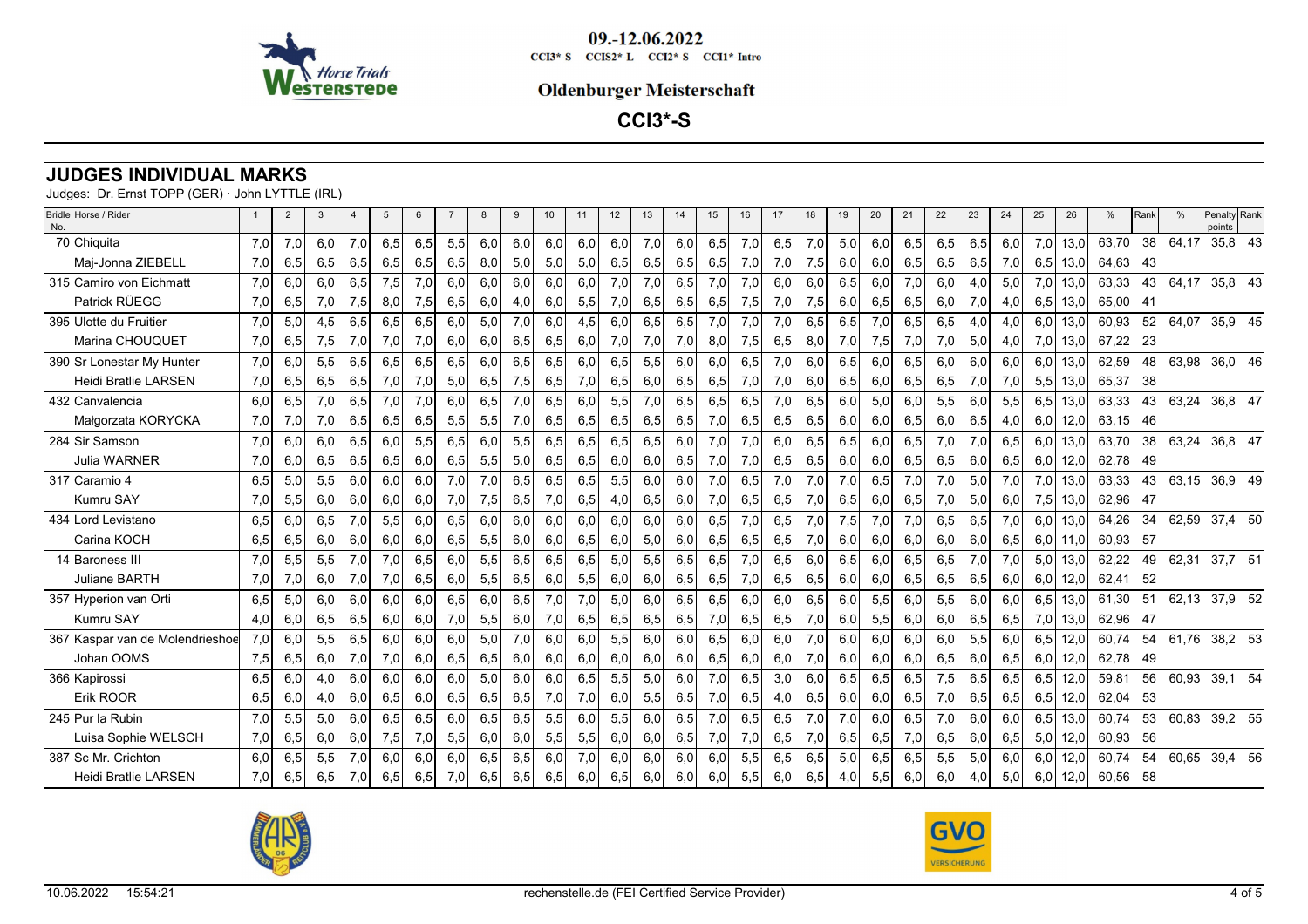09.-12.06.2022

CCI3*-S CCIS2*-L CCI2*-S CCI1*-Intro

**Oldenburger Meisterschaft**

**CCI3*-S**

## JUDGES INDIVIDUAL MARKS

Judges: Dr. Ernst TOPP (GER) · John LYTTLE (IRL)

| Bridle No. | Horse / Rider | 1 | 2 | 3 | 4 | 5 | 6 | 7 | 8 | 9 | 10 | 11 | 12 | 13 | 14 | 15 | 16 | 17 | 18 | 19 | 20 | 21 | 22 | 23 | 24 | 25 | 26 | % | Rank | % | Penalty points | Rank |
|---|---|---|---|---|---|---|---|---|---|---|---|---|---|---|---|---|---|---|---|---|---|---|---|---|---|---|---|---|---|---|---|---|
| 70 | Chiquita | 7,0 | 7,0 | 6,0 | 7,0 | 6,5 | 6,5 | 5,5 | 6,0 | 6,0 | 6,0 | 6,0 | 6,0 | 7,0 | 6,0 | 6,5 | 7,0 | 6,5 | 7,0 | 5,0 | 6,0 | 6,5 | 6,5 | 6,5 | 6,0 | 7,0 | 13,0 | 63,70 | 38 | 64,17 | 35,8 | 43 |
| | Maj-Jonna ZIEBELL | 7,0 | 6,5 | 6,5 | 6,5 | 6,5 | 6,5 | 6,5 | 8,0 | 5,0 | 5,0 | 5,0 | 6,5 | 6,5 | 6,5 | 6,5 | 7,0 | 7,0 | 7,5 | 6,0 | 6,0 | 6,5 | 6,5 | 6,5 | 7,0 | 6,5 | 13,0 | 64,63 | 43 | | | |
| 315 | Camiro von Eichmatt | 7,0 | 6,0 | 6,0 | 6,5 | 7,5 | 7,0 | 6,0 | 6,0 | 6,0 | 6,0 | 6,0 | 7,0 | 7,0 | 6,5 | 7,0 | 7,0 | 6,0 | 6,0 | 6,5 | 6,0 | 7,0 | 6,0 | 4,0 | 5,0 | 7,0 | 13,0 | 63,33 | 43 | 64,17 | 35,8 | 43 |
| | Patrick RÜEGG | 7,0 | 6,5 | 7,0 | 7,5 | 8,0 | 7,5 | 6,5 | 6,0 | 4,0 | 6,0 | 5,5 | 7,0 | 6,5 | 6,5 | 6,5 | 7,5 | 7,0 | 7,5 | 6,0 | 6,5 | 6,5 | 6,0 | 7,0 | 4,0 | 6,5 | 13,0 | 65,00 | 41 | | | |
| 395 | Ulotte du Fruitier | 7,0 | 5,0 | 4,5 | 6,5 | 6,5 | 6,5 | 6,0 | 5,0 | 7,0 | 6,0 | 4,5 | 6,0 | 6,5 | 6,5 | 7,0 | 7,0 | 7,0 | 6,5 | 6,5 | 7,0 | 6,5 | 6,5 | 4,0 | 4,0 | 6,0 | 13,0 | 60,93 | 52 | 64,07 | 35,9 | 45 |
| | Marina CHOUQUET | 7,0 | 6,5 | 7,5 | 7,0 | 7,0 | 7,0 | 6,0 | 6,0 | 6,5 | 6,5 | 6,0 | 7,0 | 7,0 | 7,0 | 8,0 | 7,5 | 6,5 | 8,0 | 7,0 | 7,5 | 7,0 | 7,0 | 5,0 | 4,0 | 7,0 | 13,0 | 67,22 | 23 | | | |
| 390 | Sr Lonestar My Hunter | 7,0 | 6,0 | 5,5 | 6,5 | 6,5 | 6,5 | 6,5 | 6,0 | 6,5 | 6,5 | 6,0 | 6,5 | 5,5 | 6,0 | 6,0 | 6,5 | 7,0 | 6,0 | 6,5 | 6,0 | 6,5 | 6,0 | 6,0 | 6,0 | 6,0 | 13,0 | 62,59 | 48 | 63,98 | 36,0 | 46 |
| | Heidi Bratlie LARSEN | 7,0 | 6,5 | 6,5 | 6,5 | 7,0 | 7,0 | 5,0 | 6,5 | 7,5 | 6,5 | 7,0 | 6,5 | 6,0 | 6,5 | 6,5 | 7,0 | 7,0 | 6,0 | 6,5 | 6,0 | 6,5 | 6,5 | 7,0 | 7,0 | 5,5 | 13,0 | 65,37 | 38 | | | |
| 432 | Canvalencia | 6,0 | 6,5 | 7,0 | 6,5 | 7,0 | 7,0 | 6,0 | 6,5 | 7,0 | 6,5 | 6,0 | 5,5 | 7,0 | 6,5 | 6,5 | 6,5 | 7,0 | 6,5 | 6,0 | 5,0 | 6,0 | 5,5 | 6,0 | 5,5 | 6,5 | 13,0 | 63,33 | 43 | 63,24 | 36,8 | 47 |
| | Małgorzata KORYCKA | 7,0 | 7,0 | 7,0 | 6,5 | 6,5 | 6,5 | 5,5 | 5,5 | 7,0 | 6,5 | 6,5 | 6,5 | 6,5 | 6,5 | 7,0 | 6,5 | 6,5 | 6,5 | 6,0 | 6,0 | 6,5 | 6,0 | 6,5 | 4,0 | 6,0 | 12,0 | 63,15 | 46 | | | |
| 284 | Sir Samson | 7,0 | 6,0 | 6,0 | 6,5 | 6,0 | 5,5 | 6,5 | 6,0 | 5,5 | 6,5 | 6,5 | 6,5 | 6,5 | 6,0 | 7,0 | 7,0 | 6,0 | 6,5 | 6,5 | 6,0 | 6,5 | 7,0 | 7,0 | 6,5 | 6,0 | 13,0 | 63,70 | 38 | 63,24 | 36,8 | 47 |
| | Julia WARNER | 7,0 | 6,0 | 6,5 | 6,5 | 6,5 | 6,0 | 6,5 | 5,5 | 5,0 | 6,5 | 6,5 | 6,0 | 6,0 | 6,5 | 7,0 | 7,0 | 6,5 | 6,5 | 6,0 | 6,0 | 6,5 | 6,5 | 6,0 | 6,5 | 6,0 | 12,0 | 62,78 | 49 | | | |
| 317 | Caramio 4 | 6,5 | 5,0 | 5,5 | 6,0 | 6,0 | 6,0 | 7,0 | 7,0 | 6,5 | 6,5 | 6,5 | 5,5 | 6,0 | 6,0 | 7,0 | 6,5 | 7,0 | 7,0 | 7,0 | 6,5 | 7,0 | 7,0 | 5,0 | 7,0 | 7,0 | 13,0 | 63,33 | 43 | 63,15 | 36,9 | 49 |
| | Kumru SAY | 7,0 | 5,5 | 6,0 | 6,0 | 6,0 | 6,0 | 7,0 | 7,5 | 6,5 | 7,0 | 6,5 | 4,0 | 6,5 | 6,0 | 7,0 | 6,5 | 6,5 | 7,0 | 6,5 | 6,0 | 6,5 | 7,0 | 5,0 | 6,0 | 7,5 | 13,0 | 62,96 | 47 | | | |
| 434 | Lord Levistano | 6,5 | 6,0 | 6,5 | 7,0 | 5,5 | 6,0 | 6,5 | 6,0 | 6,0 | 6,0 | 6,0 | 6,0 | 6,0 | 6,0 | 6,5 | 7,0 | 6,5 | 7,0 | 7,5 | 7,0 | 7,0 | 6,5 | 6,5 | 7,0 | 6,0 | 13,0 | 64,26 | 34 | 62,59 | 37,4 | 50 |
| | Carina KOCH | 6,5 | 6,5 | 6,0 | 6,0 | 6,0 | 6,0 | 6,5 | 5,5 | 6,0 | 6,0 | 6,5 | 6,0 | 5,0 | 6,0 | 6,5 | 6,5 | 6,5 | 7,0 | 6,0 | 6,0 | 6,0 | 6,0 | 6,0 | 6,5 | 6,0 | 11,0 | 60,93 | 57 | | | |
| 14 | Baroness III | 7,0 | 5,5 | 5,5 | 7,0 | 7,0 | 6,5 | 6,0 | 5,5 | 6,5 | 6,5 | 6,5 | 5,0 | 5,5 | 6,5 | 6,5 | 7,0 | 6,5 | 6,0 | 6,5 | 6,0 | 6,5 | 6,5 | 7,0 | 7,0 | 5,0 | 13,0 | 62,22 | 49 | 62,31 | 37,7 | 51 |
| | Juliane BARTH | 7,0 | 7,0 | 6,0 | 7,0 | 7,0 | 6,5 | 6,0 | 5,5 | 6,5 | 6,0 | 5,5 | 6,0 | 6,0 | 6,5 | 6,5 | 7,0 | 6,5 | 6,5 | 6,0 | 6,0 | 6,5 | 6,5 | 6,5 | 6,0 | 6,0 | 12,0 | 62,41 | 52 | | | |
| 357 | Hyperion van Orti | 6,5 | 5,0 | 6,0 | 6,0 | 6,0 | 6,0 | 6,5 | 6,0 | 6,5 | 7,0 | 7,0 | 5,0 | 6,0 | 6,5 | 6,5 | 6,0 | 6,0 | 6,5 | 6,0 | 5,5 | 6,0 | 5,5 | 6,0 | 6,0 | 6,5 | 13,0 | 61,30 | 51 | 62,13 | 37,9 | 52 |
| | Kumru SAY | 4,0 | 6,0 | 6,5 | 6,5 | 6,0 | 6,0 | 7,0 | 5,5 | 6,0 | 7,0 | 6,5 | 6,5 | 6,5 | 6,5 | 7,0 | 6,5 | 6,5 | 7,0 | 6,0 | 5,5 | 6,0 | 6,0 | 6,5 | 6,5 | 7,0 | 13,0 | 62,96 | 47 | | | |
| 367 | Kaspar van de Molendrieshoe | 7,0 | 6,0 | 5,5 | 6,5 | 6,0 | 6,0 | 6,0 | 5,0 | 7,0 | 6,0 | 6,0 | 5,5 | 6,0 | 6,0 | 6,5 | 6,0 | 6,0 | 7,0 | 6,0 | 6,0 | 6,0 | 6,0 | 5,5 | 6,0 | 6,5 | 12,0 | 60,74 | 54 | 61,76 | 38,2 | 53 |
| | Johan OOMS | 7,5 | 6,5 | 6,0 | 7,0 | 7,0 | 6,0 | 6,5 | 6,5 | 6,0 | 6,0 | 6,0 | 6,0 | 6,0 | 6,0 | 6,5 | 6,0 | 6,0 | 7,0 | 6,0 | 6,0 | 6,0 | 6,5 | 6,0 | 6,5 | 6,0 | 12,0 | 62,78 | 49 | | | |
| 366 | Kapirossi | 6,5 | 6,0 | 4,0 | 6,0 | 6,0 | 6,0 | 6,0 | 5,0 | 6,0 | 6,0 | 6,5 | 5,5 | 5,0 | 6,0 | 7,0 | 6,5 | 3,0 | 6,0 | 6,5 | 6,5 | 6,5 | 7,5 | 6,5 | 6,5 | 6,5 | 12,0 | 59,81 | 56 | 60,93 | 39,1 | 54 |
| | Erik ROOR | 6,5 | 6,0 | 4,0 | 6,0 | 6,5 | 6,0 | 6,5 | 6,5 | 6,5 | 7,0 | 7,0 | 6,0 | 5,5 | 6,5 | 7,0 | 6,5 | 4,0 | 6,5 | 6,0 | 6,0 | 6,5 | 7,0 | 6,5 | 6,5 | 6,5 | 12,0 | 62,04 | 53 | | | |
| 245 | Pur la Rubin | 7,0 | 5,5 | 5,0 | 6,0 | 6,5 | 6,5 | 6,0 | 6,5 | 6,5 | 5,5 | 6,0 | 5,5 | 6,0 | 6,5 | 7,0 | 6,5 | 6,5 | 7,0 | 7,0 | 6,0 | 6,5 | 7,0 | 6,0 | 6,0 | 6,5 | 13,0 | 60,74 | 53 | 60,83 | 39,2 | 55 |
| | Luisa Sophie WELSCH | 7,0 | 6,5 | 6,0 | 6,0 | 7,5 | 7,0 | 5,5 | 6,0 | 6,0 | 5,5 | 5,5 | 6,0 | 6,0 | 6,5 | 7,0 | 7,0 | 6,5 | 7,0 | 6,5 | 6,5 | 7,0 | 6,5 | 6,0 | 6,5 | 5,0 | 12,0 | 60,93 | 56 | | | |
| 387 | Sc Mr. Crichton | 6,0 | 6,5 | 5,5 | 7,0 | 6,0 | 6,0 | 6,0 | 6,5 | 6,5 | 6,0 | 7,0 | 6,0 | 6,0 | 6,0 | 6,0 | 5,5 | 6,5 | 6,5 | 5,0 | 6,5 | 6,5 | 5,5 | 5,0 | 6,0 | 6,0 | 12,0 | 60,74 | 54 | 60,65 | 39,4 | 56 |
| | Heidi Bratlie LARSEN | 7,0 | 6,5 | 6,5 | 7,0 | 6,5 | 6,5 | 7,0 | 6,5 | 6,5 | 6,5 | 6,0 | 6,5 | 6,0 | 6,0 | 6,0 | 5,5 | 6,0 | 6,5 | 4,0 | 5,5 | 6,0 | 6,0 | 4,0 | 5,0 | 6,0 | 12,0 | 60,56 | 58 | | | |

10.06.2022 15:54:21 rechenstelle.de (FEI Certified Service Provider)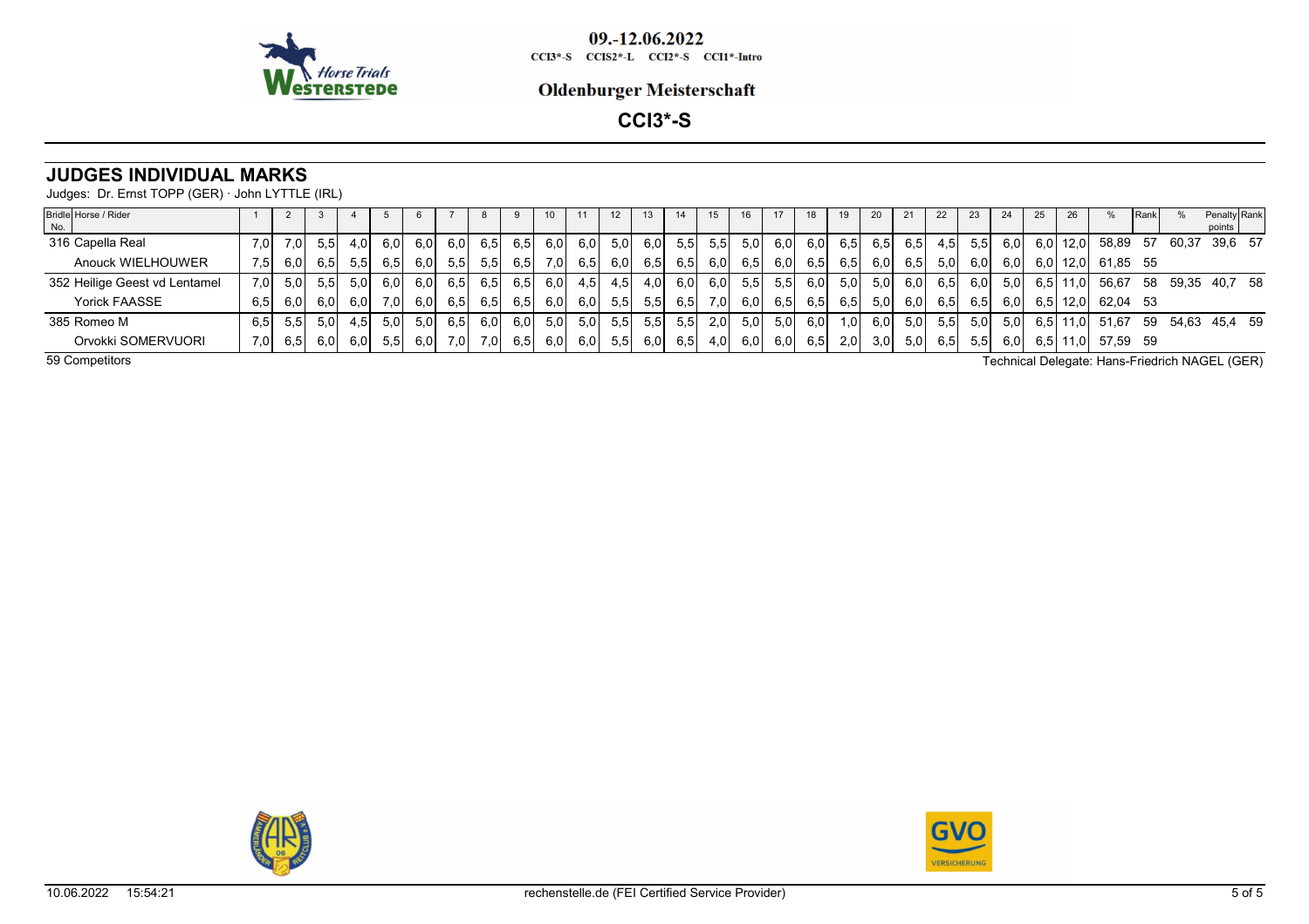09.-12.06.2022

CCI3*-S CCIS2*-L CCI2*-S CCI1*-Intro

**Oldenburger Meisterschaft**

## CCI3*-S

## JUDGES INDIVIDUAL MARKS

Judges: Dr. Ernst TOPP (GER) · John LYTTLE (IRL)

| Bridle No. | Horse / Rider | 1 | 2 | 3 | 4 | 5 | 6 | 7 | 8 | 9 | 10 | 11 | 12 | 13 | 14 | 15 | 16 | 17 | 18 | 19 | 20 | 21 | 22 | 23 | 24 | 25 | 26 | % | Rank | % | Penalty points | Rank |
|---|---|---|---|---|---|---|---|---|---|---|---|---|---|---|---|---|---|---|---|---|---|---|---|---|---|---|---|---|---|---|---|---|
| 316 | Capella Real | 7,0 | 7,0 | 5,5 | 4,0 | 6,0 | 6,0 | 6,0 | 6,5 | 6,5 | 6,0 | 6,0 | 5,0 | 6,0 | 5,5 | 5,5 | 5,0 | 6,0 | 6,0 | 6,5 | 6,5 | 6,5 | 4,5 | 5,5 | 6,0 | 6,0 | 12,0 | 58,89 | 57 | 60,37 | 39,6 | 57 |
| | Anouck WIELHOUWER | 7,5 | 6,0 | 6,5 | 5,5 | 6,5 | 6,0 | 5,5 | 5,5 | 6,5 | 7,0 | 6,5 | 6,0 | 6,5 | 6,5 | 6,0 | 6,5 | 6,0 | 6,5 | 6,5 | 6,0 | 6,5 | 5,0 | 6,0 | 6,0 | 6,0 | 12,0 | 61,85 | 55 | | | |
| 352 | Heilige Geest vd Lentamel | 7,0 | 5,0 | 5,5 | 5,0 | 6,0 | 6,0 | 6,5 | 6,5 | 6,5 | 6,0 | 4,5 | 4,5 | 4,0 | 6,0 | 6,0 | 5,5 | 5,5 | 6,0 | 5,0 | 5,0 | 6,0 | 6,5 | 6,0 | 5,0 | 6,5 | 11,0 | 56,67 | 58 | 59,35 | 40,7 | 58 |
| | Yorick FAASSE | 6,5 | 6,0 | 6,0 | 6,0 | 7,0 | 6,0 | 6,5 | 6,5 | 6,5 | 6,0 | 6,0 | 5,5 | 5,5 | 6,5 | 7,0 | 6,0 | 6,5 | 6,5 | 6,5 | 5,0 | 6,0 | 6,5 | 6,5 | 6,0 | 6,5 | 12,0 | 62,04 | 53 | | | |
| 385 | Romeo M | 6,5 | 5,5 | 5,0 | 4,5 | 5,0 | 5,0 | 6,5 | 6,0 | 6,0 | 5,0 | 5,0 | 5,5 | 5,5 | 5,5 | 2,0 | 5,0 | 5,0 | 6,0 | 1,0 | 6,0 | 5,0 | 5,5 | 5,0 | 5,0 | 6,5 | 11,0 | 51,67 | 59 | 54,63 | 45,4 | 59 |
| | Orvokki SOMERVUORI | 7,0 | 6,5 | 6,0 | 6,0 | 5,5 | 6,0 | 7,0 | 7,0 | 6,5 | 6,0 | 6,0 | 5,5 | 6,0 | 6,5 | 4,0 | 6,0 | 6,0 | 6,5 | 2,0 | 3,0 | 5,0 | 6,5 | 5,5 | 6,0 | 6,5 | 11,0 | 57,59 | 59 | | | |

59 Competitors

Technical Delegate: Hans-Friedrich NAGEL (GER)